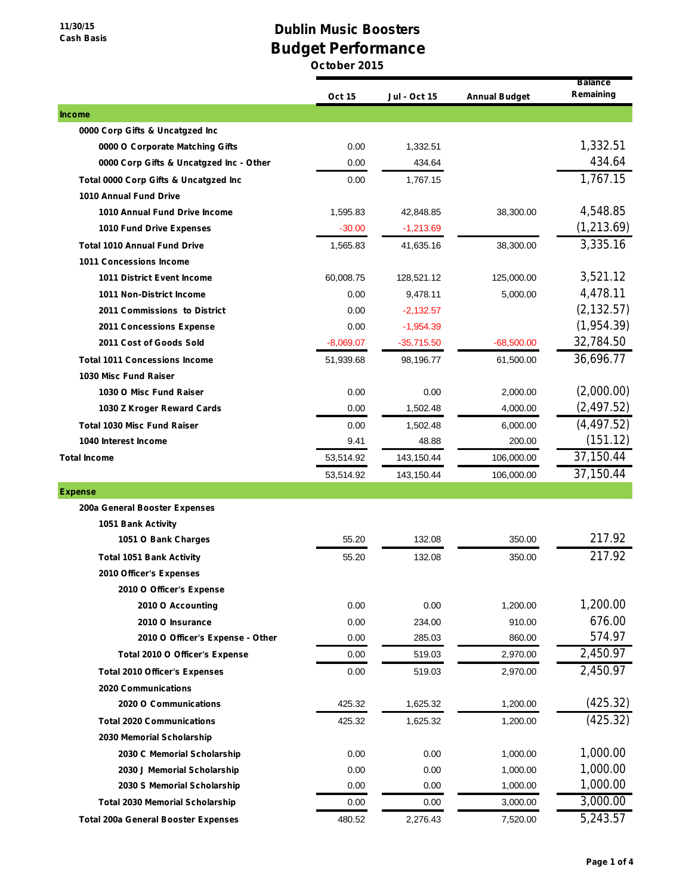11/30/15
Cash Basis

# Dublin Music Boosters
## Budget Performance
### October 2015

| | Oct 15 | Jul - Oct 15 | Annual Budget | Balance Remaining |
|---|---|---|---|---|
| **Income** | | | | |
| 0000 Corp Gifts & Uncatgzed Inc | | | | |
| 0000 O Corporate Matching Gifts | 0.00 | 1,332.51 | | 1,332.51 |
| 0000 Corp Gifts & Uncatgzed Inc - Other | 0.00 | 434.64 | | 434.64 |
| Total 0000 Corp Gifts & Uncatgzed Inc | 0.00 | 1,767.15 | | 1,767.15 |
| 1010 Annual Fund Drive | | | | |
| 1010 Annual Fund Drive Income | 1,595.83 | 42,848.85 | 38,300.00 | 4,548.85 |
| 1010 Fund Drive Expenses | -30.00 | -1,213.69 | | (1,213.69) |
| Total 1010 Annual Fund Drive | 1,565.83 | 41,635.16 | 38,300.00 | 3,335.16 |
| 1011 Concessions Income | | | | |
| 1011 District Event Income | 60,008.75 | 128,521.12 | 125,000.00 | 3,521.12 |
| 1011 Non-District Income | 0.00 | 9,478.11 | 5,000.00 | 4,478.11 |
| 2011 Commissions to District | 0.00 | -2,132.57 | | (2,132.57) |
| 2011 Concessions Expense | 0.00 | -1,954.39 | | (1,954.39) |
| 2011 Cost of Goods Sold | -8,069.07 | -35,715.50 | -68,500.00 | 32,784.50 |
| Total 1011 Concessions Income | 51,939.68 | 98,196.77 | 61,500.00 | 36,696.77 |
| 1030 Misc Fund Raiser | | | | |
| 1030 O Misc Fund Raiser | 0.00 | 0.00 | 2,000.00 | (2,000.00) |
| 1030 Z Kroger Reward Cards | 0.00 | 1,502.48 | 4,000.00 | (2,497.52) |
| Total 1030 Misc Fund Raiser | 0.00 | 1,502.48 | 6,000.00 | (4,497.52) |
| 1040 Interest Income | 9.41 | 48.88 | 200.00 | (151.12) |
| **Total Income** | 53,514.92 | 143,150.44 | 106,000.00 | 37,150.44 |
| | 53,514.92 | 143,150.44 | 106,000.00 | 37,150.44 |
| **Expense** | | | | |
| 200a General Booster Expenses | | | | |
| 1051 Bank Activity | | | | |
| 1051 O Bank Charges | 55.20 | 132.08 | 350.00 | 217.92 |
| Total 1051 Bank Activity | 55.20 | 132.08 | 350.00 | 217.92 |
| 2010 Officer's Expenses | | | | |
| 2010 O Officer's Expense | | | | |
| 2010 O Accounting | 0.00 | 0.00 | 1,200.00 | 1,200.00 |
| 2010 O Insurance | 0.00 | 234.00 | 910.00 | 676.00 |
| 2010 O Officer's Expense - Other | 0.00 | 285.03 | 860.00 | 574.97 |
| Total 2010 O Officer's Expense | 0.00 | 519.03 | 2,970.00 | 2,450.97 |
| Total 2010 Officer's Expenses | 0.00 | 519.03 | 2,970.00 | 2,450.97 |
| 2020 Communications | | | | |
| 2020 O Communications | 425.32 | 1,625.32 | 1,200.00 | (425.32) |
| Total 2020 Communications | 425.32 | 1,625.32 | 1,200.00 | (425.32) |
| 2030 Memorial Scholarship | | | | |
| 2030 C Memorial Scholarship | 0.00 | 0.00 | 1,000.00 | 1,000.00 |
| 2030 J Memorial Scholarship | 0.00 | 0.00 | 1,000.00 | 1,000.00 |
| 2030 S Memorial Scholarship | 0.00 | 0.00 | 1,000.00 | 1,000.00 |
| Total 2030 Memorial Scholarship | 0.00 | 0.00 | 3,000.00 | 3,000.00 |
| Total 200a General Booster Expenses | 480.52 | 2,276.43 | 7,520.00 | 5,243.57 |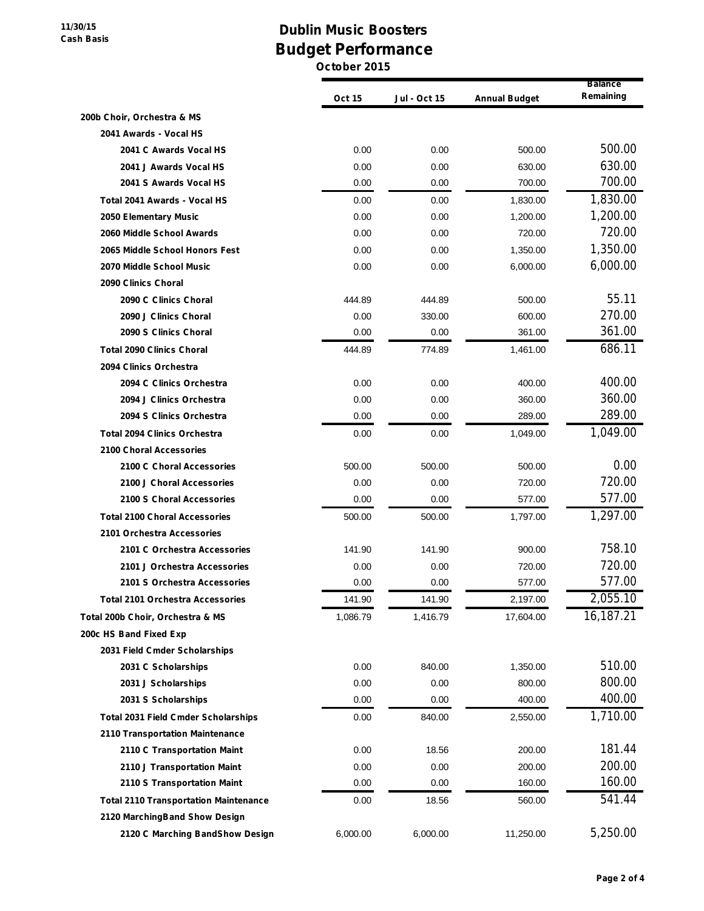11/30/15
Cash Basis

# Dublin Music Boosters
## Budget Performance
October 2015

| | Oct 15 | Jul - Oct 15 | Annual Budget | Balance Remaining |
|---|---|---|---|---|
| **200b Choir, Orchestra & MS** | | | | |
| 2041 Awards - Vocal HS | | | | |
| 2041 C Awards Vocal HS | 0.00 | 0.00 | 500.00 | 500.00 |
| 2041 J Awards Vocal HS | 0.00 | 0.00 | 630.00 | 630.00 |
| 2041 S Awards Vocal HS | 0.00 | 0.00 | 700.00 | 700.00 |
| Total 2041 Awards - Vocal HS | 0.00 | 0.00 | 1,830.00 | 1,830.00 |
| 2050 Elementary Music | 0.00 | 0.00 | 1,200.00 | 1,200.00 |
| 2060 Middle School Awards | 0.00 | 0.00 | 720.00 | 720.00 |
| 2065 Middle School Honors Fest | 0.00 | 0.00 | 1,350.00 | 1,350.00 |
| 2070 Middle School Music | 0.00 | 0.00 | 6,000.00 | 6,000.00 |
| 2090 Clinics Choral | | | | |
| 2090 C Clinics Choral | 444.89 | 444.89 | 500.00 | 55.11 |
| 2090 J Clinics Choral | 0.00 | 330.00 | 600.00 | 270.00 |
| 2090 S Clinics Choral | 0.00 | 0.00 | 361.00 | 361.00 |
| Total 2090 Clinics Choral | 444.89 | 774.89 | 1,461.00 | 686.11 |
| 2094 Clinics Orchestra | | | | |
| 2094 C Clinics Orchestra | 0.00 | 0.00 | 400.00 | 400.00 |
| 2094 J Clinics Orchestra | 0.00 | 0.00 | 360.00 | 360.00 |
| 2094 S Clinics Orchestra | 0.00 | 0.00 | 289.00 | 289.00 |
| Total 2094 Clinics Orchestra | 0.00 | 0.00 | 1,049.00 | 1,049.00 |
| 2100 Choral Accessories | | | | |
| 2100 C Choral Accessories | 500.00 | 500.00 | 500.00 | 0.00 |
| 2100 J Choral Accessories | 0.00 | 0.00 | 720.00 | 720.00 |
| 2100 S Choral Accessories | 0.00 | 0.00 | 577.00 | 577.00 |
| Total 2100 Choral Accessories | 500.00 | 500.00 | 1,797.00 | 1,297.00 |
| 2101 Orchestra Accessories | | | | |
| 2101 C Orchestra Accessories | 141.90 | 141.90 | 900.00 | 758.10 |
| 2101 J Orchestra Accessories | 0.00 | 0.00 | 720.00 | 720.00 |
| 2101 S Orchestra Accessories | 0.00 | 0.00 | 577.00 | 577.00 |
| Total 2101 Orchestra Accessories | 141.90 | 141.90 | 2,197.00 | 2,055.10 |
| **Total 200b Choir, Orchestra & MS** | 1,086.79 | 1,416.79 | 17,604.00 | 16,187.21 |
| **200c HS Band Fixed Exp** | | | | |
| 2031 Field Cmder Scholarships | | | | |
| 2031 C Scholarships | 0.00 | 840.00 | 1,350.00 | 510.00 |
| 2031 J Scholarships | 0.00 | 0.00 | 800.00 | 800.00 |
| 2031 S Scholarships | 0.00 | 0.00 | 400.00 | 400.00 |
| Total 2031 Field Cmder Scholarships | 0.00 | 840.00 | 2,550.00 | 1,710.00 |
| 2110 Transportation Maintenance | | | | |
| 2110 C Transportation Maint | 0.00 | 18.56 | 200.00 | 181.44 |
| 2110 J Transportation Maint | 0.00 | 0.00 | 200.00 | 200.00 |
| 2110 S Transportation Maint | 0.00 | 0.00 | 160.00 | 160.00 |
| Total 2110 Transportation Maintenance | 0.00 | 18.56 | 560.00 | 541.44 |
| 2120 MarchingBand Show Design | | | | |
| 2120 C Marching BandShow Design | 6,000.00 | 6,000.00 | 11,250.00 | 5,250.00 |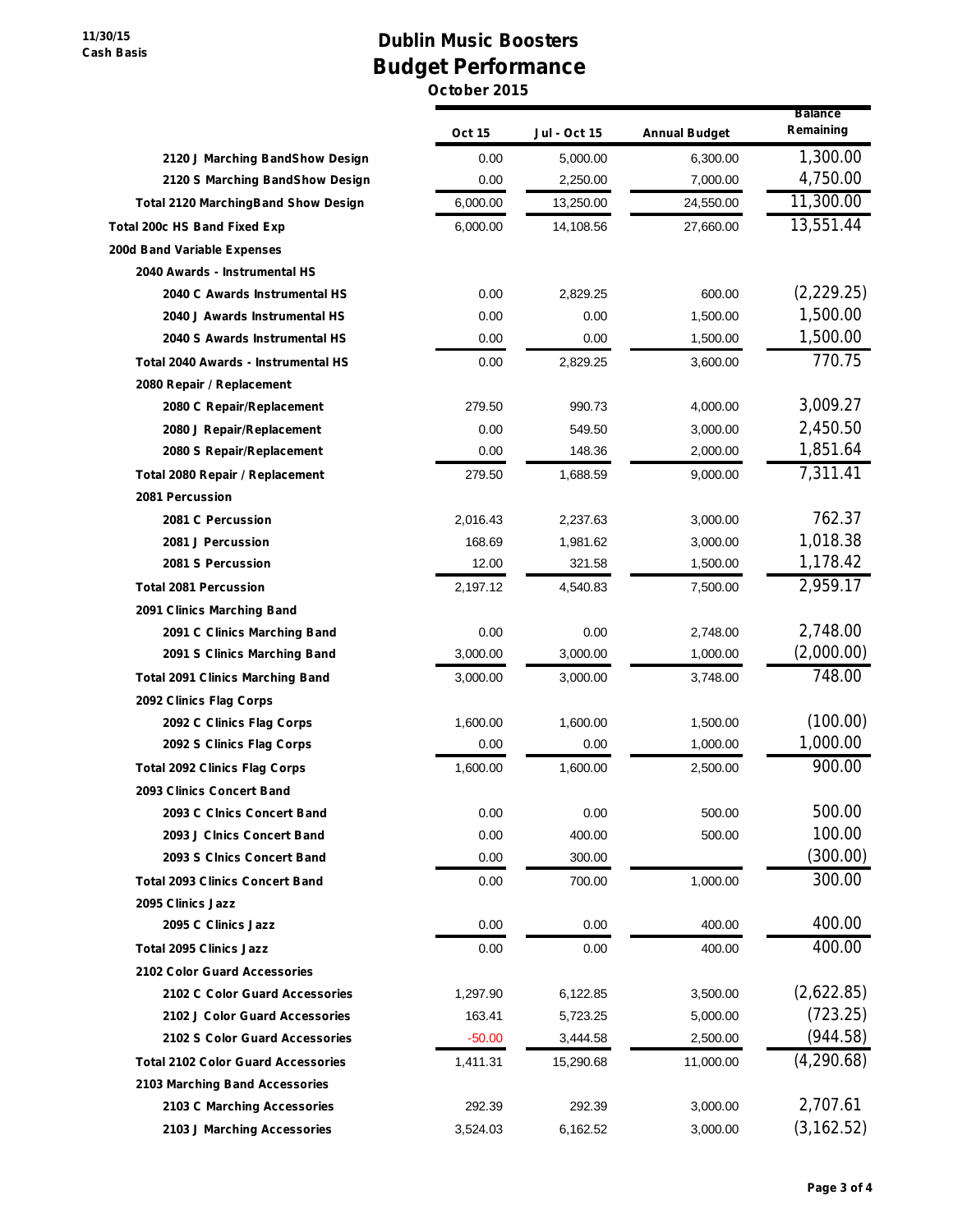# Dublin Music Boosters
## Budget Performance
**October 2015**

11/30/15
Cash Basis

| | Oct 15 | Jul - Oct 15 | Annual Budget | Balance Remaining |
|---|---|---|---|---|
| 2120 J Marching BandShow Design | 0.00 | 5,000.00 | 6,300.00 | 1,300.00 |
| 2120 S Marching BandShow Design | 0.00 | 2,250.00 | 7,000.00 | 4,750.00 |
| Total 2120 MarchingBand Show Design | 6,000.00 | 13,250.00 | 24,550.00 | 11,300.00 |
| Total 200c HS Band Fixed Exp | 6,000.00 | 14,108.56 | 27,660.00 | 13,551.44 |
| 200d Band Variable Expenses | | | | |
| 2040 Awards - Instrumental HS | | | | |
| 2040 C Awards Instrumental HS | 0.00 | 2,829.25 | 600.00 | (2,229.25) |
| 2040 J Awards Instrumental HS | 0.00 | 0.00 | 1,500.00 | 1,500.00 |
| 2040 S Awards Instrumental HS | 0.00 | 0.00 | 1,500.00 | 1,500.00 |
| Total 2040 Awards - Instrumental HS | 0.00 | 2,829.25 | 3,600.00 | 770.75 |
| 2080 Repair / Replacement | | | | |
| 2080 C Repair/Replacement | 279.50 | 990.73 | 4,000.00 | 3,009.27 |
| 2080 J Repair/Replacement | 0.00 | 549.50 | 3,000.00 | 2,450.50 |
| 2080 S Repair/Replacement | 0.00 | 148.36 | 2,000.00 | 1,851.64 |
| Total 2080 Repair / Replacement | 279.50 | 1,688.59 | 9,000.00 | 7,311.41 |
| 2081 Percussion | | | | |
| 2081 C Percussion | 2,016.43 | 2,237.63 | 3,000.00 | 762.37 |
| 2081 J Percussion | 168.69 | 1,981.62 | 3,000.00 | 1,018.38 |
| 2081 S Percussion | 12.00 | 321.58 | 1,500.00 | 1,178.42 |
| Total 2081 Percussion | 2,197.12 | 4,540.83 | 7,500.00 | 2,959.17 |
| 2091 Clinics Marching Band | | | | |
| 2091 C Clinics Marching Band | 0.00 | 0.00 | 2,748.00 | 2,748.00 |
| 2091 S Clinics Marching Band | 3,000.00 | 3,000.00 | 1,000.00 | (2,000.00) |
| Total 2091 Clinics Marching Band | 3,000.00 | 3,000.00 | 3,748.00 | 748.00 |
| 2092 Clinics Flag Corps | | | | |
| 2092 C Clinics Flag Corps | 1,600.00 | 1,600.00 | 1,500.00 | (100.00) |
| 2092 S Clinics Flag Corps | 0.00 | 0.00 | 1,000.00 | 1,000.00 |
| Total 2092 Clinics Flag Corps | 1,600.00 | 1,600.00 | 2,500.00 | 900.00 |
| 2093 Clinics Concert Band | | | | |
| 2093 C Clnics Concert Band | 0.00 | 0.00 | 500.00 | 500.00 |
| 2093 J Clnics Concert Band | 0.00 | 400.00 | 500.00 | 100.00 |
| 2093 S Clnics Concert Band | 0.00 | 300.00 | | (300.00) |
| Total 2093 Clinics Concert Band | 0.00 | 700.00 | 1,000.00 | 300.00 |
| 2095 Clinics Jazz | | | | |
| 2095 C Clinics Jazz | 0.00 | 0.00 | 400.00 | 400.00 |
| Total 2095 Clinics Jazz | 0.00 | 0.00 | 400.00 | 400.00 |
| 2102 Color Guard Accessories | | | | |
| 2102 C Color Guard Accessories | 1,297.90 | 6,122.85 | 3,500.00 | (2,622.85) |
| 2102 J Color Guard Accessories | 163.41 | 5,723.25 | 5,000.00 | (723.25) |
| 2102 S Color Guard Accessories | -50.00 | 3,444.58 | 2,500.00 | (944.58) |
| Total 2102 Color Guard Accessories | 1,411.31 | 15,290.68 | 11,000.00 | (4,290.68) |
| 2103 Marching Band Accessories | | | | |
| 2103 C Marching Accessories | 292.39 | 292.39 | 3,000.00 | 2,707.61 |
| 2103 J Marching Accessories | 3,524.03 | 6,162.52 | 3,000.00 | (3,162.52) |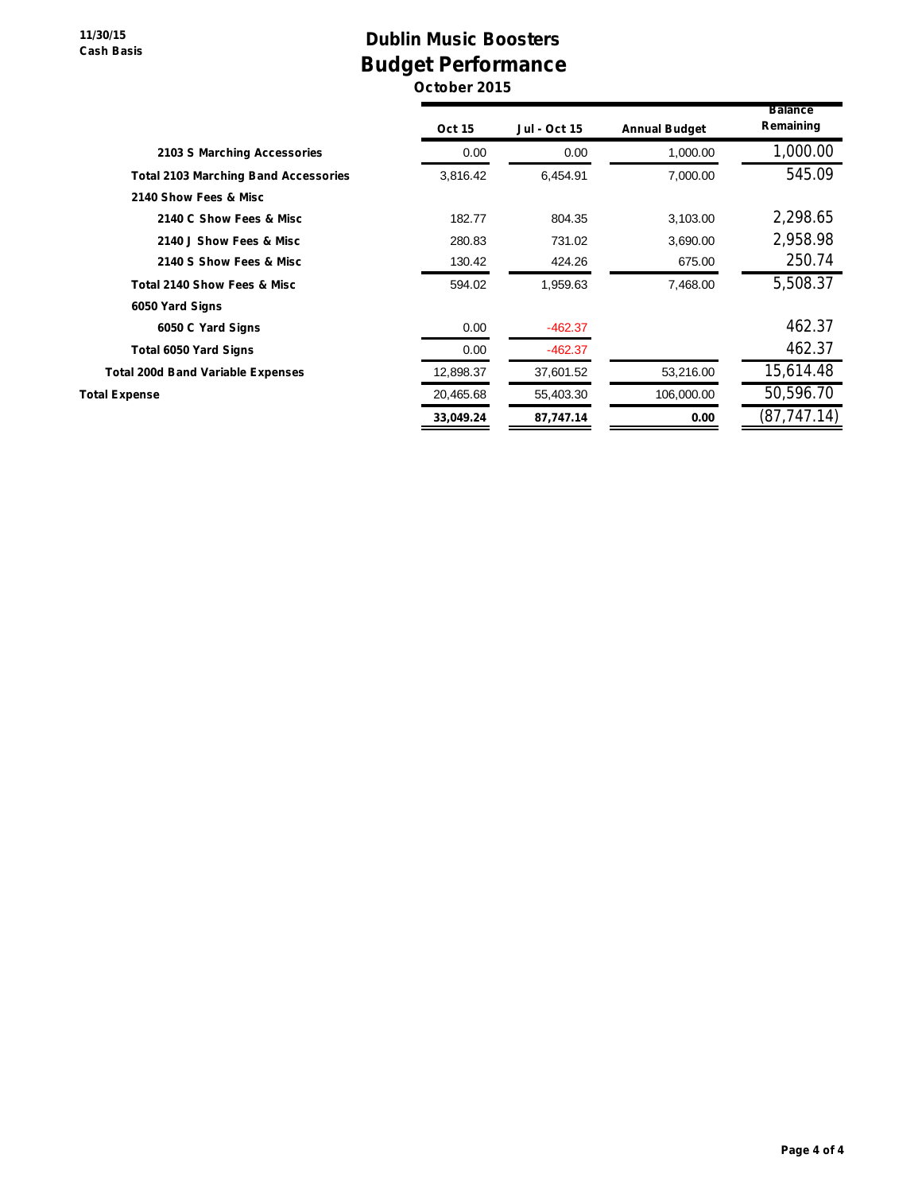11/30/15
Cash Basis

# Dublin Music Boosters
## Budget Performance
### October 2015

| | Oct 15 | Jul - Oct 15 | Annual Budget | Balance Remaining |
|---|---|---|---|---|
| 2103 S Marching Accessories | 0.00 | 0.00 | 1,000.00 | 1,000.00 |
| **Total 2103 Marching Band Accessories** | 3,816.42 | 6,454.91 | 7,000.00 | 545.09 |
| 2140 Show Fees & Misc | | | | |
| 2140 C Show Fees & Misc | 182.77 | 804.35 | 3,103.00 | 2,298.65 |
| 2140 J Show Fees & Misc | 280.83 | 731.02 | 3,690.00 | 2,958.98 |
| 2140 S Show Fees & Misc | 130.42 | 424.26 | 675.00 | 250.74 |
| **Total 2140 Show Fees & Misc** | 594.02 | 1,959.63 | 7,468.00 | 5,508.37 |
| 6050 Yard Signs | | | | |
| 6050 C Yard Signs | 0.00 | -462.37 | | 462.37 |
| **Total 6050 Yard Signs** | 0.00 | -462.37 | | 462.37 |
| **Total 200d Band Variable Expenses** | 12,898.37 | 37,601.52 | 53,216.00 | 15,614.48 |
| **Total Expense** | 20,465.68 | 55,403.30 | 106,000.00 | 50,596.70 |
| | **33,049.24** | **87,747.14** | **0.00** | (87,747.14) |